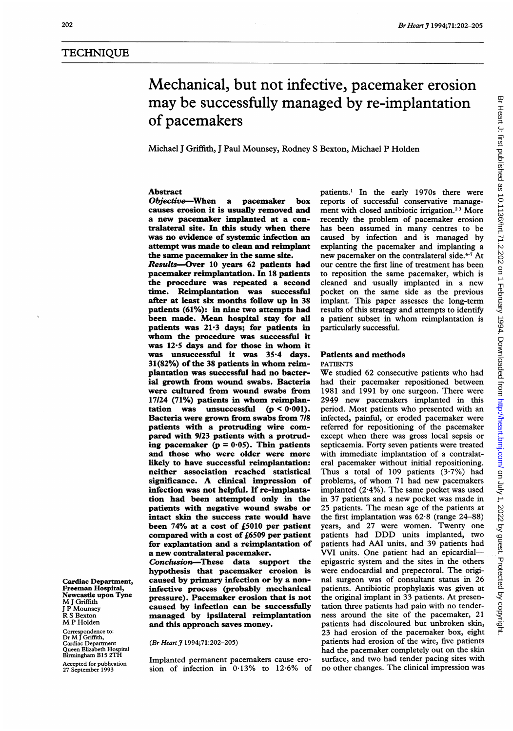## TECHNIQUE

# Mechanical, but not infective, pacemaker erosion may be successfully managed by re-implantation of pacemakers

Michael J Griffith, J Paul Mounsey, Rodney S Bexton, Michael P Holden

### Abstract

***Objective*—When a pacemaker box causes erosion it is usually removed and a new pacemaker implanted at a contralateral site. In this study when there was no evidence of systemic infection an attempt was made to clean and reimplant the same pacemaker in the same site.**

***Results*—Over 10 years 62 patients had pacemaker reimplantation. In 18 patients the procedure was repeated a second time. Reimplantation was successful after at least six months follow up in 38 patients (61%): in nine two attempts had been made. Mean hospital stay for all patients was 21·3 days; for patients in whom the procedure was successful it was 12·5 days and for those in whom it was unsuccessful it was 35·4 days. 31(82%) of the 38 patients in whom reimplantation was successful had no bacterial growth from wound swabs. Bacteria were cultured from wound swabs from 17/24 (71%) patients in whom reimplantation was unsuccessful ($p < 0·001$). Bacteria were grown from swabs from 7/8 patients with a protruding wire compared with 9/23 patients with a protruding pacemaker ($p = 0·05$). Thin patients and those who were older were more likely to have successful reimplantation: neither association reached statistical significance. A clinical impression of infection was not helpful. If re-implantation had been attempted only in the patients with negative wound swabs or intact skin the success rate would have been 74% at a cost of £5010 per patient compared with a cost of £6509 per patient for explantation and a reimplantation of a new contralateral pacemaker.**

***Conclusion*—These data support the hypothesis that pacemaker erosion is caused by primary infection or by a noninfective process (probably mechanical pressure). Pacemaker erosion that is not caused by infection can be successfully managed by ipsilateral reimplantation and this approach saves money.**

(*Br Heart J* 1994;71:202–205)

Cardiac Department, Freeman Hospital, Newcastle upon Tyne
M J Griffith
J P Mounsey
R S Bexton
M P Holden

Correspondence to:
Dr M J Griffith,
Cardiac Department
Queen Elizabeth Hospital
Birmingham B15 2TH

Accepted for publication 27 September 1993

Implanted permanent pacemakers cause erosion of infection in 0·13% to 12·6% of patients.[1] In the early 1970s there were reports of successful conservative management with closed antibiotic irrigation.[2,3] More recently the problem of pacemaker erosion has been assumed in many centres to be caused by infection and is managed by explanting the pacemaker and implanting a new pacemaker on the contralateral side.[4-7] At our centre the first line of treatment has been to reposition the same pacemaker, which is cleaned and usually implanted in a new pocket on the same side as the previous implant. This paper assesses the long-term results of this strategy and attempts to identify a patient subset in whom reimplantation is particularly successful.

## Patients and methods

### PATIENTS

We studied 62 consecutive patients who had had their pacemaker repositioned between 1981 and 1991 by one surgeon. There were 2949 new pacemakers implanted in this period. Most patients who presented with an infected, painful, or eroded pacemaker were referred for repositioning of the pacemaker except when there was gross local sepsis or septicaemia. Forty seven patients were treated with immediate implantation of a contralateral pacemaker without initial repositioning. Thus a total of 109 patients (3·7%) had problems, of whom 71 had new pacemakers implanted (2·4%). The same pocket was used in 37 patients and a new pocket was made in 25 patients. The mean age of the patients at the first implantation was 62·8 (range 24–88) years, and 27 were women. Twenty one patients had DDD units implanted, two patients had AAI units, and 39 patients had VVI units. One patient had an epicardial—epigastric system and the sites in the others were endocardial and prepectoral. The original surgeon was of consultant status in 26 patients. Antibiotic prophylaxis was given at the original implant in 33 patients. At presentation three patients had pain with no tenderness around the site of the pacemaker, 21 patients had discoloured but unbroken skin, 23 had erosion of the pacemaker box, eight patients had erosion of the wire, five patients had the pacemaker completely out on the skin surface, and two had tender pacing sites with no other changes. The clinical impression was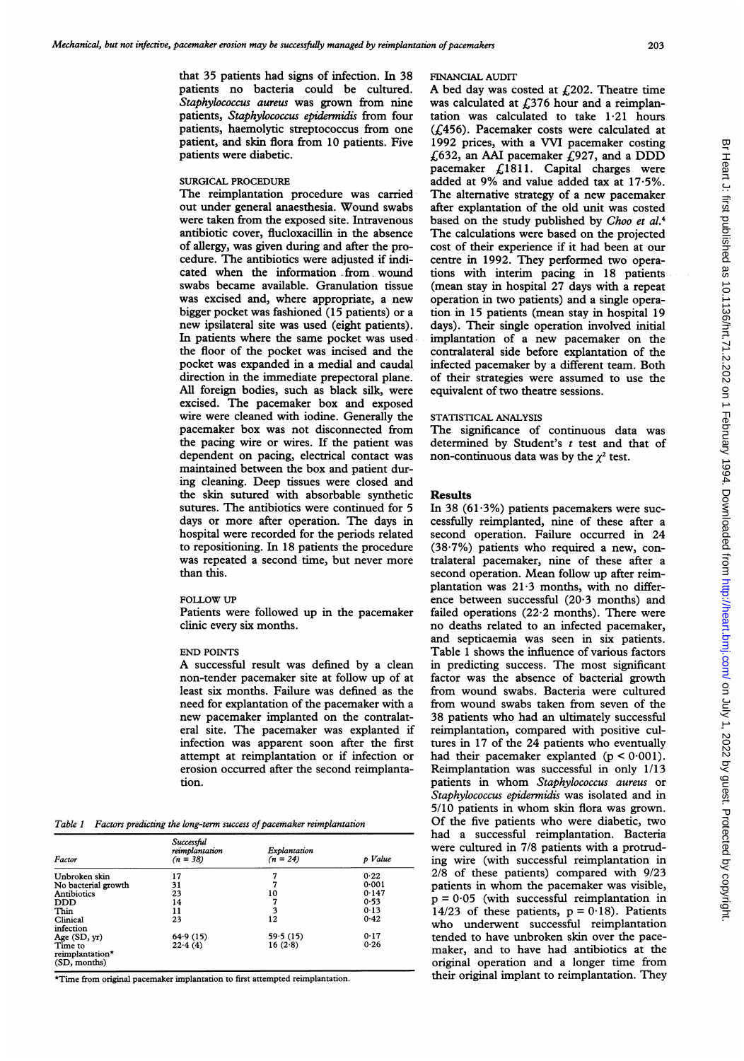that 35 patients had signs of infection. In 38 patients no bacteria could be cultured. *Staphylococcus aureus* was grown from nine patients, *Staphylococcus epidermidis* from four patients, haemolytic streptococcus from one patient, and skin flora from 10 patients. Five patients were diabetic.

### SURGICAL PROCEDURE

The reimplantation procedure was carried out under general anaesthesia. Wound swabs were taken from the exposed site. Intravenous antibiotic cover, flucloxacillin in the absence of allergy, was given during and after the procedure. The antibiotics were adjusted if indicated when the information from wound swabs became available. Granulation tissue was excised and, where appropriate, a new bigger pocket was fashioned (15 patients) or a new ipsilateral site was used (eight patients). In patients where the same pocket was used the floor of the pocket was incised and the pocket was expanded in a medial and caudal direction in the immediate prepectoral plane. All foreign bodies, such as black silk, were excised. The pacemaker box and exposed wire were cleaned with iodine. Generally the pacemaker box was not disconnected from the pacing wire or wires. If the patient was dependent on pacing, electrical contact was maintained between the box and patient during cleaning. Deep tissues were closed and the skin sutured with absorbable synthetic sutures. The antibiotics were continued for 5 days or more after operation. The days in hospital were recorded for the periods related to repositioning. In 18 patients the procedure was repeated a second time, but never more than this.

### FOLLOW UP

Patients were followed up in the pacemaker clinic every six months.

### END POINTS

A successful result was defined by a clean non-tender pacemaker site at follow up of at least six months. Failure was defined as the need for explantation of the pacemaker with a new pacemaker implanted on the contralateral site. The pacemaker was explanted if infection was apparent soon after the first attempt at reimplantation or if infection or erosion occurred after the second reimplantation.

Table 1 Factors predicting the long-term success of pacemaker reimplantation

| Factor | Successful reimplantation (n = 38) | Explantation (n = 24) | p Value |
|---|---|---|---|
| Unbroken skin | 17 | 7 | 0·22 |
| No bacterial growth | 31 | 7 | 0·001 |
| Antibiotics | 23 | 10 | 0·147 |
| DDD | 14 | 7 | 0·53 |
| Thin | 11 | 3 | 0·13 |
| Clinical infection | 23 | 12 | 0·42 |
| Age (SD, yr) | 64·9 (15) | 59·5 (15) | 0·17 |
| Time to reimplantation* (SD, months) | 22·4 (4) | 16 (2·8) | 0·26 |

*Time from original pacemaker implantation to first attempted reimplantation.

### FINANCIAL AUDIT

A bed day was costed at £202. Theatre time was calculated at £376 hour and a reimplantation was calculated to take 1·21 hours (£456). Pacemaker costs were calculated at 1992 prices, with a VVI pacemaker costing £632, an AAI pacemaker £927, and a DDD pacemaker £1811. Capital charges were added at 9% and value added tax at 17·5%. The alternative strategy of a new pacemaker after explantation of the old unit was costed based on the study published by *Choo et al.*[4] The calculations were based on the projected cost of their experience if it had been at our centre in 1992. They performed two operations with interim pacing in 18 patients (mean stay in hospital 27 days with a repeat operation in two patients) and a single operation in 15 patients (mean stay in hospital 19 days). Their single operation involved initial implantation of a new pacemaker on the contralateral side before explantation of the infected pacemaker by a different team. Both of their strategies were assumed to use the equivalent of two theatre sessions.

### STATISTICAL ANALYSIS

The significance of continuous data was determined by Student's $t$ test and that of non-continuous data was by the $\chi^2$ test.

## Results

In 38 (61·3%) patients pacemakers were successfully reimplanted, nine of these after a second operation. Failure occurred in 24 (38·7%) patients who required a new, contralateral pacemaker, nine of these after a second operation. Mean follow up after reimplantation was 21·3 months, with no difference between successful (20·3 months) and failed operations (22·2 months). There were no deaths related to an infected pacemaker, and septicaemia was seen in six patients. Table 1 shows the influence of various factors in predicting success. The most significant factor was the absence of bacterial growth from wound swabs. Bacteria were cultured from wound swabs taken from seven of the 38 patients who had an ultimately successful reimplantation, compared with positive cultures in 17 of the 24 patients who eventually had their pacemaker explanted ($p < 0·001$). Reimplantation was successful in only 1/13 patients in whom *Staphylococcus aureus* or *Staphylococcus epidermidis* was isolated and in 5/10 patients in whom skin flora was grown. Of the five patients who were diabetic, two had a successful reimplantation. Bacteria were cultured in 7/8 patients with a protruding wire (with successful reimplantation in 2/8 of these patients) compared with 9/23 patients in whom the pacemaker was visible, $p = 0·05$ (with successful reimplantation in 14/23 of these patients, $p = 0·18$). Patients who underwent successful reimplantation tended to have unbroken skin over the pacemaker, and to have had antibiotics at the original operation and a longer time from their original implant to reimplantation. They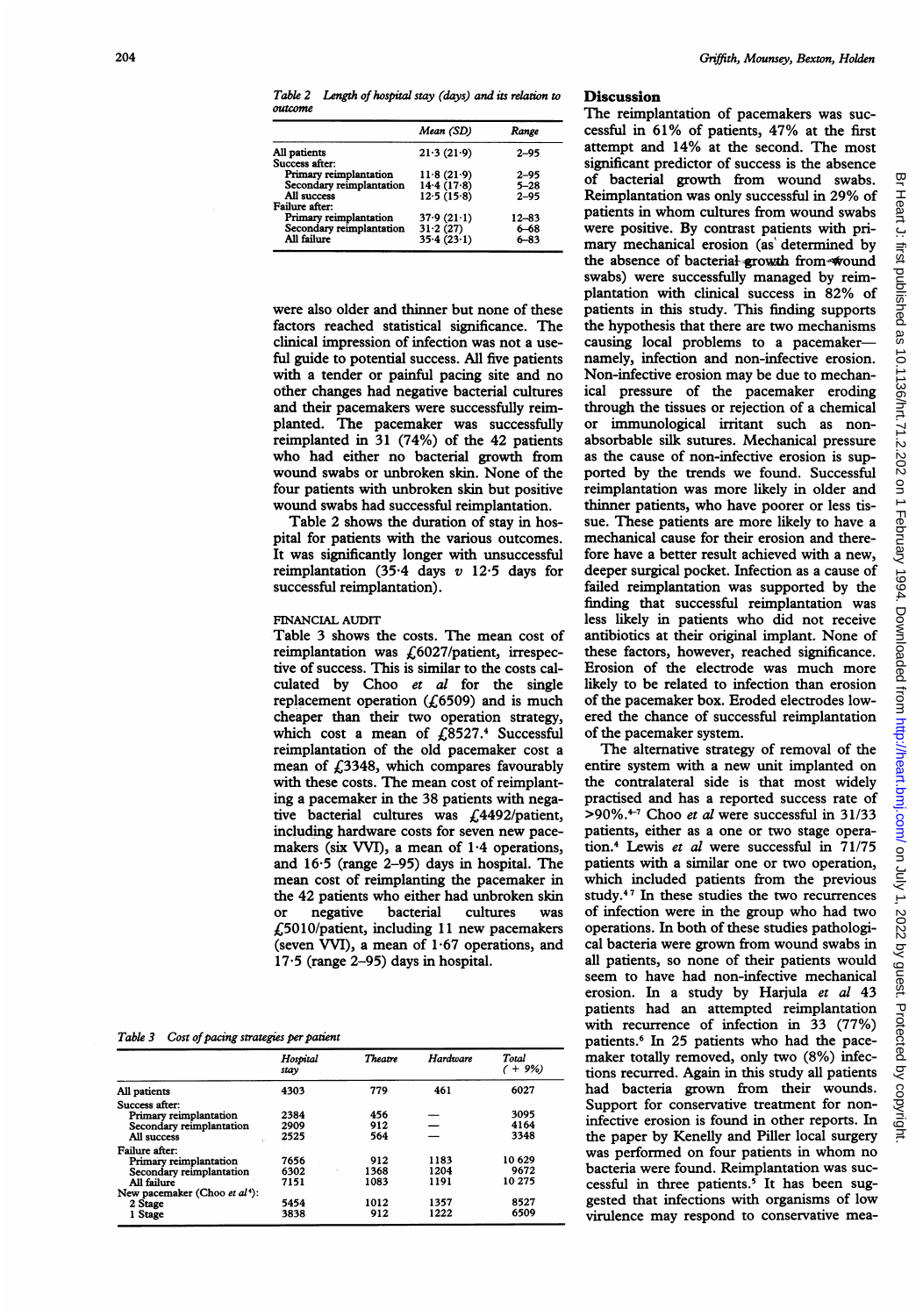Table 2 *Length of hospital stay (days) and its relation to outcome*

| | Mean (SD) | Range |
|---|---|---|
| All patients | 21·3 (21·9) | 2–95 |
| Success after: | | |
| Primary reimplantation | 11·8 (21·9) | 2–95 |
| Secondary reimplantation | 14·4 (17·8) | 5–28 |
| All success | 12·5 (15·8) | 2–95 |
| Failure after: | | |
| Primary reimplantation | 37·9 (21·1) | 12–83 |
| Secondary reimplantation | 31·2 (27) | 6–68 |
| All failure | 35·4 (23·1) | 6–83 |

were also older and thinner but none of these factors reached statistical significance. The clinical impression of infection was not a useful guide to potential success. All five patients with a tender or painful pacing site and no other changes had negative bacterial cultures and their pacemakers were successfully reimplanted. The pacemaker was successfully reimplanted in 31 (74%) of the 42 patients who had either no bacterial growth from wound swabs or unbroken skin. None of the four patients with unbroken skin but positive wound swabs had successful reimplantation.

Table 2 shows the duration of stay in hospital for patients with the various outcomes. It was significantly longer with unsuccessful reimplantation (35·4 days *v* 12·5 days for successful reimplantation).

FINANCIAL AUDIT

Table 3 shows the costs. The mean cost of reimplantation was £6027/patient, irrespective of success. This is similar to the costs calculated by Choo *et al* for the single replacement operation (£6509) and is much cheaper than their two operation strategy, which cost a mean of £8527.[4] Successful reimplantation of the old pacemaker cost a mean of £3348, which compares favourably with these costs. The mean cost of reimplanting a pacemaker in the 38 patients with negative bacterial cultures was £4492/patient, including hardware costs for seven new pacemakers (six VVI), a mean of 1·4 operations, and 16·5 (range 2–95) days in hospital. The mean cost of reimplanting the pacemaker in the 42 patients who either had unbroken skin or negative bacterial cultures was £5010/patient, including 11 new pacemakers (seven VVI), a mean of 1·67 operations, and 17·5 (range 2–95) days in hospital.

Table 3 *Cost of pacing strategies per patient*

| | Hospital stay | Theatre | Hardware | Total (+ 9%) |
|---|---|---|---|---|
| All patients | 4303 | 779 | 461 | 6027 |
| Success after: | | | | |
| Primary reimplantation | 2384 | 456 | — | 3095 |
| Secondary reimplantation | 2909 | 912 | — | 4164 |
| All success | 2525 | 564 | — | 3348 |
| Failure after: | | | | |
| Primary reimplantation | 7656 | 912 | 1183 | 10 629 |
| Secondary reimplantation | 6302 | 1368 | 1204 | 9672 |
| All failure | 7151 | 1083 | 1191 | 10 275 |
| New pacemaker (Choo *et al*[4]): | | | | |
| 2 Stage | 5454 | 1012 | 1357 | 8527 |
| 1 Stage | 3838 | 912 | 1222 | 6509 |

## Discussion

The reimplantation of pacemakers was successful in 61% of patients, 47% at the first attempt and 14% at the second. The most significant predictor of success is the absence of bacterial growth from wound swabs. Reimplantation was only successful in 29% of patients in whom cultures from wound swabs were positive. By contrast patients with primary mechanical erosion (as determined by the absence of bacterial growth from wound swabs) were successfully managed by reimplantation with clinical success in 82% of patients in this study. This finding supports the hypothesis that there are two mechanisms causing local problems to a pacemaker—namely, infection and non-infective erosion. Non-infective erosion may be due to mechanical pressure of the pacemaker eroding through the tissues or rejection of a chemical or immunological irritant such as non-absorbable silk sutures. Mechanical pressure as the cause of non-infective erosion is supported by the trends we found. Successful reimplantation was more likely in older and thinner patients, who have poorer or less tissue. These patients are more likely to have a mechanical cause for their erosion and therefore have a better result achieved with a new, deeper surgical pocket. Infection as a cause of failed reimplantation was supported by the finding that successful reimplantation was less likely in patients who did not receive antibiotics at their original implant. None of these factors, however, reached significance. Erosion of the electrode was much more likely to be related to infection than erosion of the pacemaker box. Eroded electrodes lowered the chance of successful reimplantation of the pacemaker system.

The alternative strategy of removal of the entire system with a new unit implanted on the contralateral side is that most widely practised and has a reported success rate of >90%.[4–7] Choo *et al* were successful in 31/33 patients, either as a one or two stage operation.[4] Lewis *et al* were successful in 71/75 patients with a similar one or two operation, which included patients from the previous study.[4,7] In these studies the two recurrences of infection were in the group who had two operations. In both of these studies pathological bacteria were grown from wound swabs in all patients, so none of their patients would seem to have had non-infective mechanical erosion. In a study by Harjula *et al* 43 patients had an attempted reimplantation with recurrence of infection in 33 (77%) patients.[6] In 25 patients who had the pacemaker totally removed, only two (8%) infections recurred. Again in this study all patients had bacteria grown from their wounds. Support for conservative treatment for non-infective erosion is found in other reports. In the paper by Kenelly and Piller local surgery was performed on four patients in whom no bacteria were found. Reimplantation was successful in three patients.[5] It has been suggested that infections with organisms of low virulence may respond to conservative mea-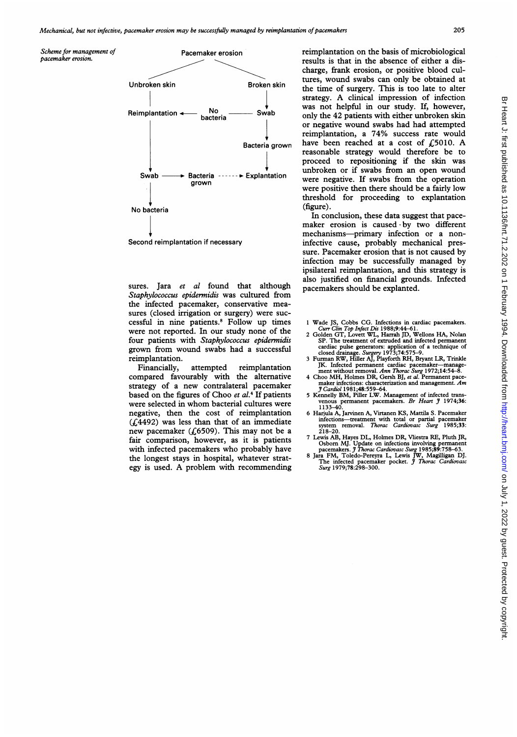Scheme for management of pacemaker erosion.

Pacemaker erosion

Unbroken skin

Broken skin

Reimplantation

No bacteria

Swab

Bacteria grown

Swab

Bacteria grown

Explantation

No bacteria

Second reimplantation if necessary

sures. Jara *et al* found that although *Staphylococcus epidermidis* was cultured from the infected pacemaker, conservative measures (closed irrigation or surgery) were successful in nine patients.[8] Follow up times were not reported. In our study none of the four patients with *Staphylococcus epidermidis* grown from wound swabs had a successful reimplantation.

Financially, attempted reimplantation compared favourably with the alternative strategy of a new contralateral pacemaker based on the figures of Choo *et al*.[4] If patients were selected in whom bacterial cultures were negative, then the cost of reimplantation (£4492) was less than that of an immediate new pacemaker (£6509). This may not be a fair comparison, however, as it is patients with infected pacemakers who probably have the longest stays in hospital, whatever strategy is used. A problem with recommending reimplantation on the basis of microbiological results is that in the absence of either a discharge, frank erosion, or positive blood cultures, wound swabs can only be obtained at the time of surgery. This is too late to alter strategy. A clinical impression of infection was not helpful in our study. If, however, only the 42 patients with either unbroken skin or negative wound swabs had had attempted reimplantation, a 74% success rate would have been reached at a cost of £5010. A reasonable strategy would therefore be to proceed to repositioning if the skin was unbroken or if swabs from an open wound were negative. If swabs from the operation were positive then there should be a fairly low threshold for proceeding to explantation (figure).

In conclusion, these data suggest that pacemaker erosion is caused by two different mechanisms—primary infection or a non-infective cause, probably mechanical pressure. Pacemaker erosion that is not caused by infection may be successfully managed by ipsilateral reimplantation, and this strategy is also justified on financial grounds. Infected pacemakers should be explanted.

1 Wade JS, Cobbs CG. Infections in cardiac pacemakers. *Curr Clin Top Infect Dis* 1988;9:44–61.
2 Golden GT, Lovett WL, Harrah JD, Wellons HA, Nolan SP. The treatment of extruded and infected permanent cardiac pulse generators: application of a technique of closed drainage. *Surgery* 1973;74:575–9.
3 Furman RW, Hiller AJ, Playforth RH, Bryant LR, Trinkle JK. Infected permanent cardiac pacemaker—management without removal. *Ann Thorac Surg* 1972;14:54–8.
4 Choo MH, Holmes DR, Gersh BJ, *et al*. Permanent pacemaker infections: characterization and management. *Am J Cardiol* 1981;48:559–64.
5 Kennelly BM, Piller LW. Management of infected transvenous permanent pacemakers. *Br Heart J* 1974;36:1133–40.
6 Harjula A, Jarvinen A, Virtanen KS, Mattila S. Pacemaker infections—treatment with total or partial pacemaker system removal. *Thorac Cardiovasc Surg* 1985;33:218–20.
7 Lewis AB, Hayes DL, Holmes DR, Vliestra RE, Pluth JR, Osborn MJ. Update on infections involving permanent pacemakers. *J Thorac Cardiovasc Surg* 1985;89:758–63.
8 Jara FM, Toledo-Pereyra L, Lewis JW, Magilligan DJ. The infected pacemaker pocket. *J Thorac Cardiovasc Surg* 1979;78:298–300.